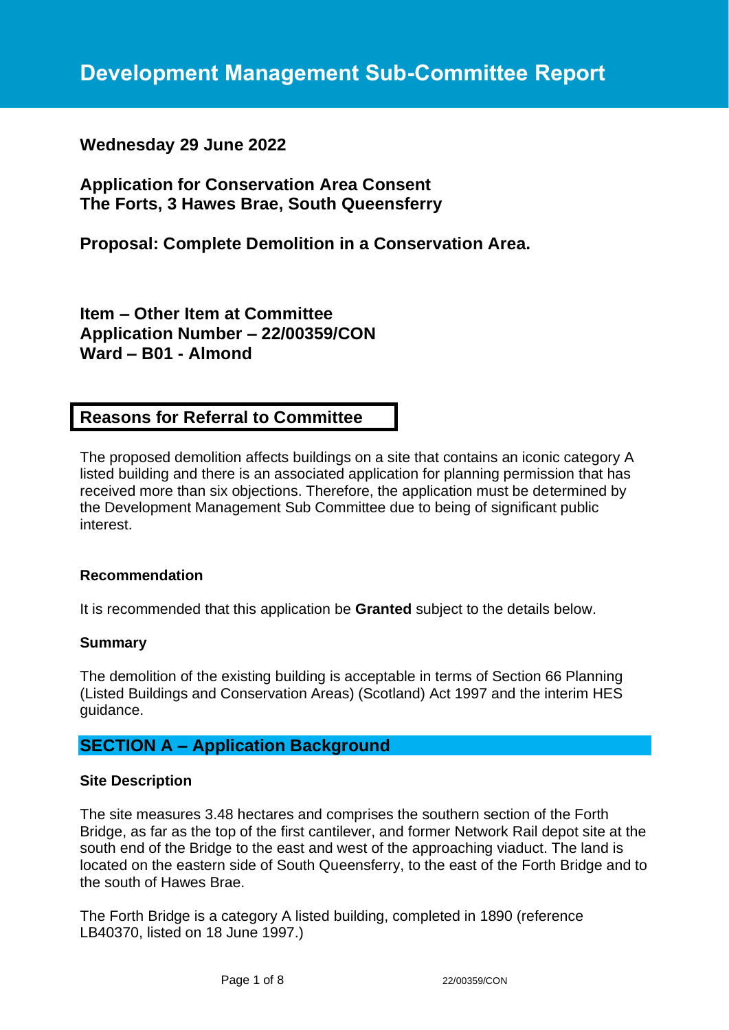# Development Management Sub-Committee Report

**Wednesday 29 June 2022**

**Application for Conservation Area Consent**
**The Forts, 3 Hawes Brae, South Queensferry**

**Proposal: Complete Demolition in a Conservation Area.**

**Item – Other Item at Committee**
**Application Number – 22/00359/CON**
**Ward – B01 - Almond**

## Reasons for Referral to Committee

The proposed demolition affects buildings on a site that contains an iconic category A listed building and there is an associated application for planning permission that has received more than six objections. Therefore, the application must be determined by the Development Management Sub Committee due to being of significant public interest.

### Recommendation

It is recommended that this application be **Granted** subject to the details below.

### Summary

The demolition of the existing building is acceptable in terms of Section 66 Planning (Listed Buildings and Conservation Areas) (Scotland) Act 1997 and the interim HES guidance.

## SECTION A – Application Background

### Site Description

The site measures 3.48 hectares and comprises the southern section of the Forth Bridge, as far as the top of the first cantilever, and former Network Rail depot site at the south end of the Bridge to the east and west of the approaching viaduct. The land is located on the eastern side of South Queensferry, to the east of the Forth Bridge and to the south of Hawes Brae.

The Forth Bridge is a category A listed building, completed in 1890 (reference LB40370, listed on 18 June 1997.)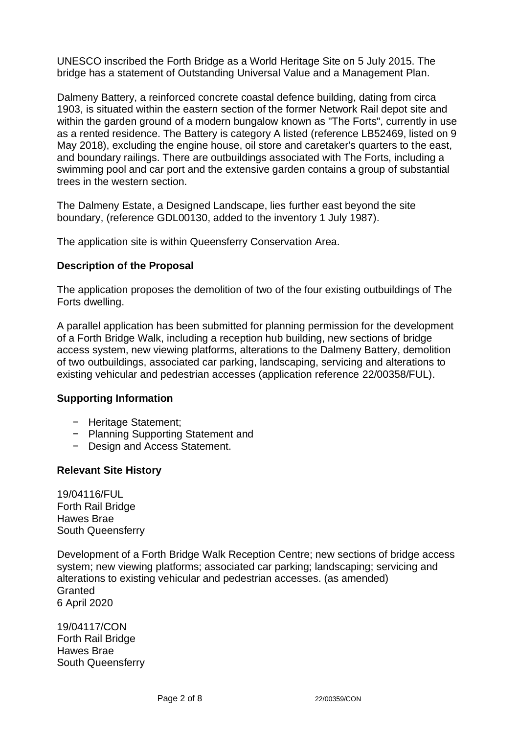UNESCO inscribed the Forth Bridge as a World Heritage Site on 5 July 2015. The bridge has a statement of Outstanding Universal Value and a Management Plan.

Dalmeny Battery, a reinforced concrete coastal defence building, dating from circa 1903, is situated within the eastern section of the former Network Rail depot site and within the garden ground of a modern bungalow known as "The Forts", currently in use as a rented residence. The Battery is category A listed (reference LB52469, listed on 9 May 2018), excluding the engine house, oil store and caretaker's quarters to the east, and boundary railings. There are outbuildings associated with The Forts, including a swimming pool and car port and the extensive garden contains a group of substantial trees in the western section.

The Dalmeny Estate, a Designed Landscape, lies further east beyond the site boundary, (reference GDL00130, added to the inventory 1 July 1987).

The application site is within Queensferry Conservation Area.

**Description of the Proposal**

The application proposes the demolition of two of the four existing outbuildings of The Forts dwelling.

A parallel application has been submitted for planning permission for the development of a Forth Bridge Walk, including a reception hub building, new sections of bridge access system, new viewing platforms, alterations to the Dalmeny Battery, demolition of two outbuildings, associated car parking, landscaping, servicing and alterations to existing vehicular and pedestrian accesses (application reference 22/00358/FUL).

**Supporting Information**

- Heritage Statement;
- Planning Supporting Statement and
- Design and Access Statement.

**Relevant Site History**

19/04116/FUL
Forth Rail Bridge
Hawes Brae
South Queensferry

Development of a Forth Bridge Walk Reception Centre; new sections of bridge access system; new viewing platforms; associated car parking; landscaping; servicing and alterations to existing vehicular and pedestrian accesses. (as amended)
Granted
6 April 2020

19/04117/CON
Forth Rail Bridge
Hawes Brae
South Queensferry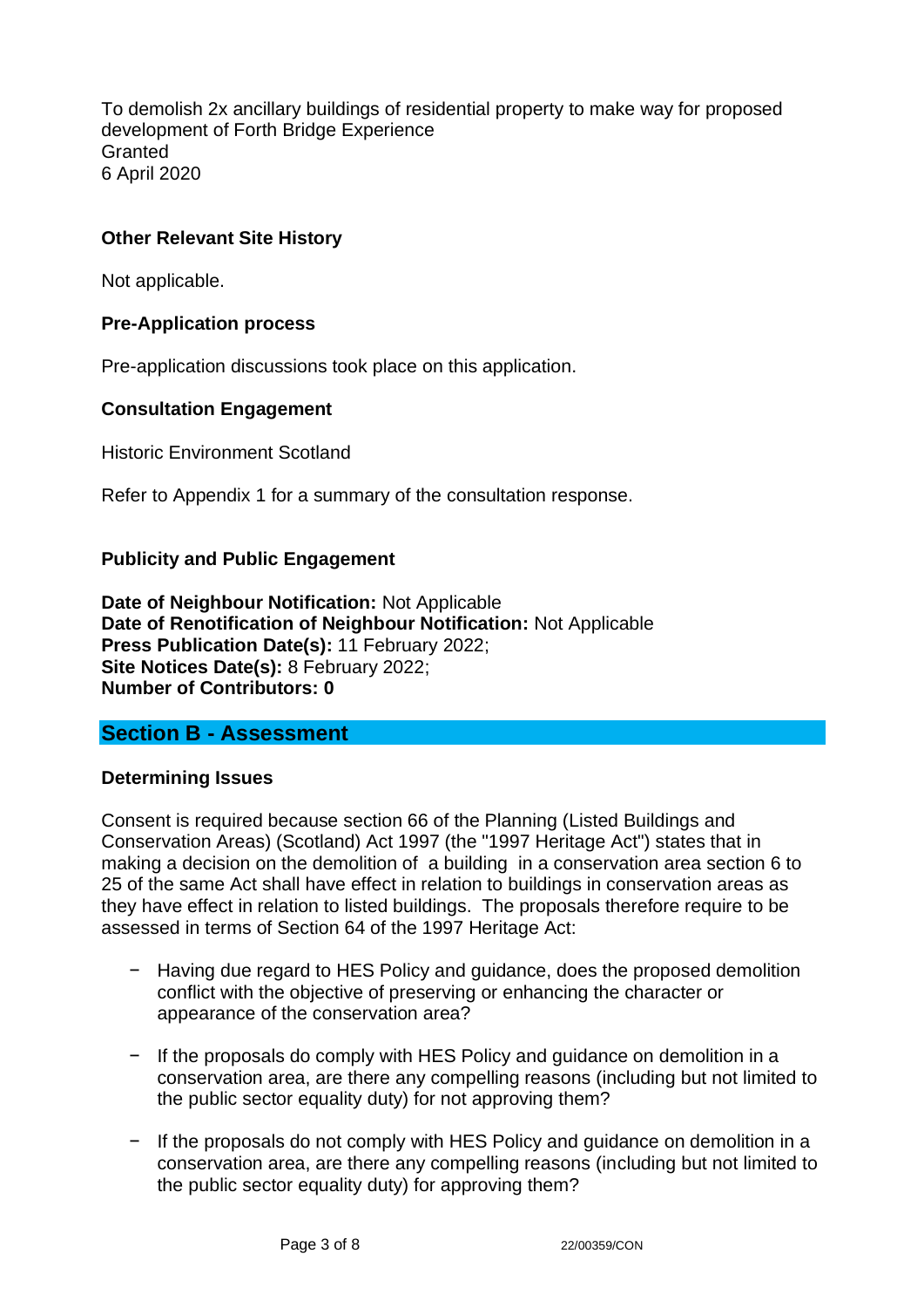To demolish 2x ancillary buildings of residential property to make way for proposed development of Forth Bridge Experience
Granted
6 April 2020

**Other Relevant Site History**

Not applicable.

**Pre-Application process**

Pre-application discussions took place on this application.

**Consultation Engagement**

Historic Environment Scotland

Refer to Appendix 1 for a summary of the consultation response.

**Publicity and Public Engagement**

**Date of Neighbour Notification:** Not Applicable
**Date of Renotification of Neighbour Notification:** Not Applicable
**Press Publication Date(s):** 11 February 2022;
**Site Notices Date(s):** 8 February 2022;
**Number of Contributors: 0**

## Section B - Assessment

**Determining Issues**

Consent is required because section 66 of the Planning (Listed Buildings and Conservation Areas) (Scotland) Act 1997 (the "1997 Heritage Act") states that in making a decision on the demolition of a building in a conservation area section 6 to 25 of the same Act shall have effect in relation to buildings in conservation areas as they have effect in relation to listed buildings. The proposals therefore require to be assessed in terms of Section 64 of the 1997 Heritage Act:

- Having due regard to HES Policy and guidance, does the proposed demolition conflict with the objective of preserving or enhancing the character or appearance of the conservation area?
- If the proposals do comply with HES Policy and guidance on demolition in a conservation area, are there any compelling reasons (including but not limited to the public sector equality duty) for not approving them?
- If the proposals do not comply with HES Policy and guidance on demolition in a conservation area, are there any compelling reasons (including but not limited to the public sector equality duty) for approving them?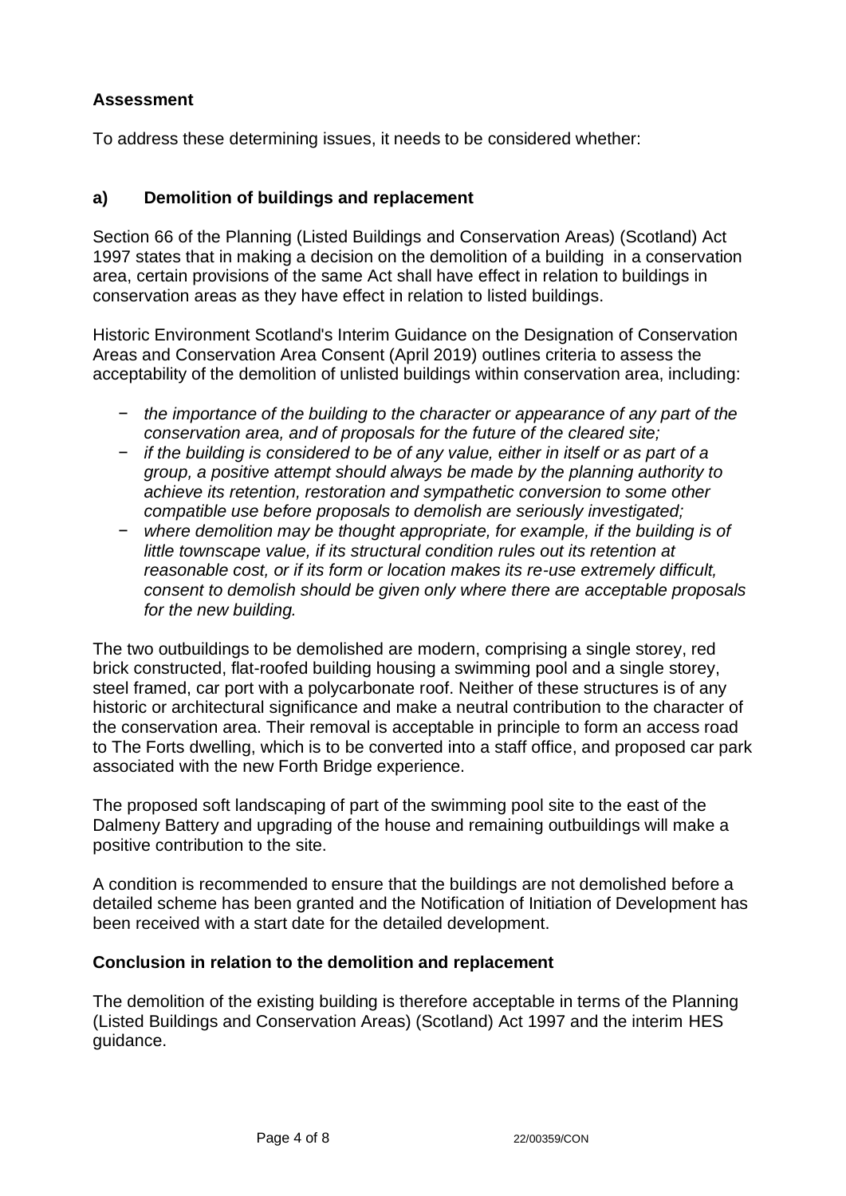### Assessment

To address these determining issues, it needs to be considered whether:

### a) Demolition of buildings and replacement

Section 66 of the Planning (Listed Buildings and Conservation Areas) (Scotland) Act 1997 states that in making a decision on the demolition of a building in a conservation area, certain provisions of the same Act shall have effect in relation to buildings in conservation areas as they have effect in relation to listed buildings.

Historic Environment Scotland's Interim Guidance on the Designation of Conservation Areas and Conservation Area Consent (April 2019) outlines criteria to assess the acceptability of the demolition of unlisted buildings within conservation area, including:

- *the importance of the building to the character or appearance of any part of the conservation area, and of proposals for the future of the cleared site;*
- *if the building is considered to be of any value, either in itself or as part of a group, a positive attempt should always be made by the planning authority to achieve its retention, restoration and sympathetic conversion to some other compatible use before proposals to demolish are seriously investigated;*
- *where demolition may be thought appropriate, for example, if the building is of little townscape value, if its structural condition rules out its retention at reasonable cost, or if its form or location makes its re-use extremely difficult, consent to demolish should be given only where there are acceptable proposals for the new building.*

The two outbuildings to be demolished are modern, comprising a single storey, red brick constructed, flat-roofed building housing a swimming pool and a single storey, steel framed, car port with a polycarbonate roof. Neither of these structures is of any historic or architectural significance and make a neutral contribution to the character of the conservation area. Their removal is acceptable in principle to form an access road to The Forts dwelling, which is to be converted into a staff office, and proposed car park associated with the new Forth Bridge experience.

The proposed soft landscaping of part of the swimming pool site to the east of the Dalmeny Battery and upgrading of the house and remaining outbuildings will make a positive contribution to the site.

A condition is recommended to ensure that the buildings are not demolished before a detailed scheme has been granted and the Notification of Initiation of Development has been received with a start date for the detailed development.

### Conclusion in relation to the demolition and replacement

The demolition of the existing building is therefore acceptable in terms of the Planning (Listed Buildings and Conservation Areas) (Scotland) Act 1997 and the interim HES guidance.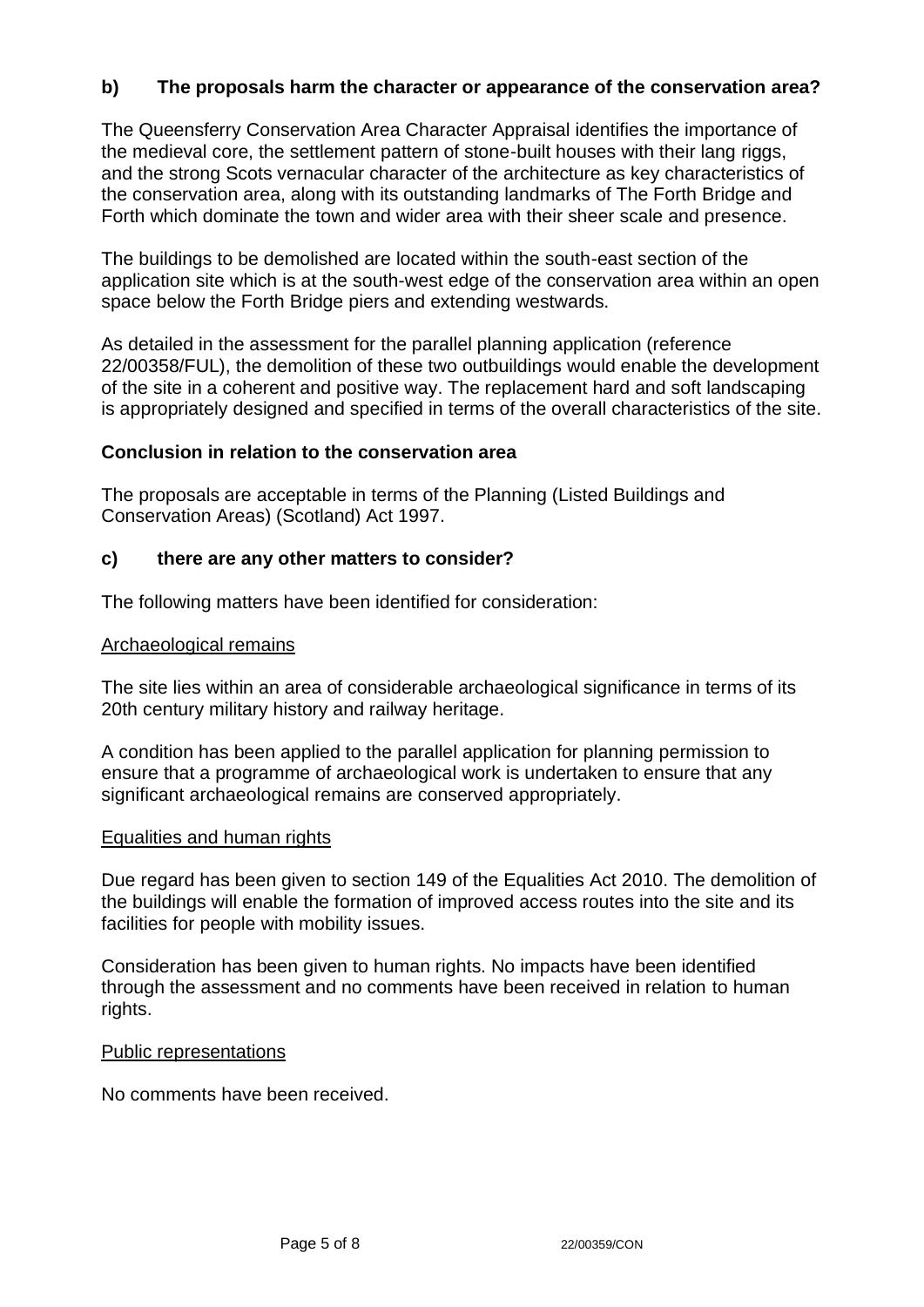### b) The proposals harm the character or appearance of the conservation area?

The Queensferry Conservation Area Character Appraisal identifies the importance of the medieval core, the settlement pattern of stone-built houses with their lang riggs, and the strong Scots vernacular character of the architecture as key characteristics of the conservation area, along with its outstanding landmarks of The Forth Bridge and Forth which dominate the town and wider area with their sheer scale and presence.

The buildings to be demolished are located within the south-east section of the application site which is at the south-west edge of the conservation area within an open space below the Forth Bridge piers and extending westwards.

As detailed in the assessment for the parallel planning application (reference 22/00358/FUL), the demolition of these two outbuildings would enable the development of the site in a coherent and positive way. The replacement hard and soft landscaping is appropriately designed and specified in terms of the overall characteristics of the site.

**Conclusion in relation to the conservation area**

The proposals are acceptable in terms of the Planning (Listed Buildings and Conservation Areas) (Scotland) Act 1997.

### c) there are any other matters to consider?

The following matters have been identified for consideration:

Archaeological remains

The site lies within an area of considerable archaeological significance in terms of its 20th century military history and railway heritage.

A condition has been applied to the parallel application for planning permission to ensure that a programme of archaeological work is undertaken to ensure that any significant archaeological remains are conserved appropriately.

Equalities and human rights

Due regard has been given to section 149 of the Equalities Act 2010. The demolition of the buildings will enable the formation of improved access routes into the site and its facilities for people with mobility issues.

Consideration has been given to human rights. No impacts have been identified through the assessment and no comments have been received in relation to human rights.

Public representations

No comments have been received.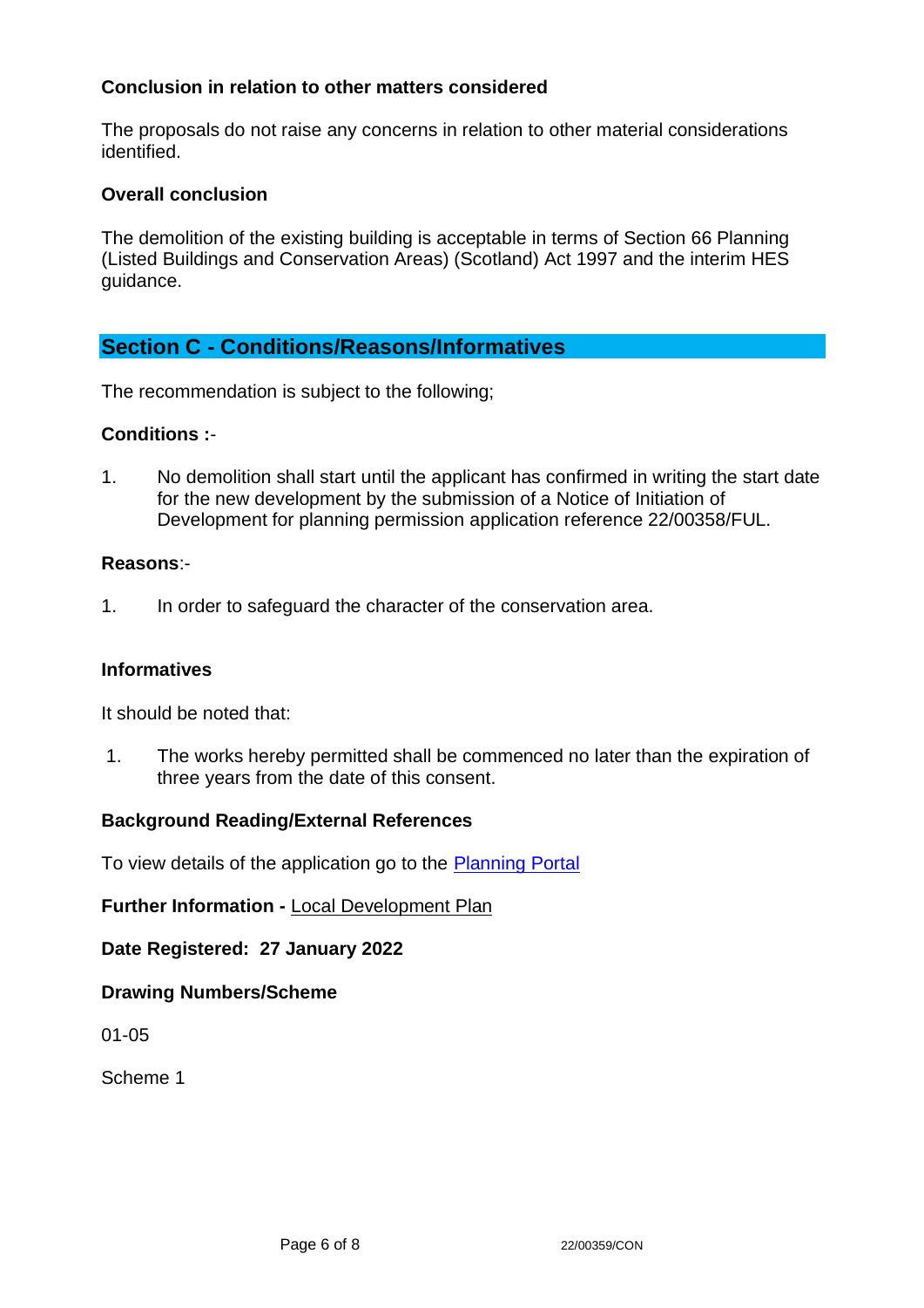**Conclusion in relation to other matters considered**

The proposals do not raise any concerns in relation to other material considerations identified.

**Overall conclusion**

The demolition of the existing building is acceptable in terms of Section 66 Planning (Listed Buildings and Conservation Areas) (Scotland) Act 1997 and the interim HES guidance.

## Section C - Conditions/Reasons/Informatives

The recommendation is subject to the following;

**Conditions :-**

1. No demolition shall start until the applicant has confirmed in writing the start date for the new development by the submission of a Notice of Initiation of Development for planning permission application reference 22/00358/FUL.

**Reasons**:-

1. In order to safeguard the character of the conservation area.

**Informatives**

It should be noted that:

1. The works hereby permitted shall be commenced no later than the expiration of three years from the date of this consent.

**Background Reading/External References**

To view details of the application go to the Planning Portal

**Further Information -** Local Development Plan

**Date Registered: 27 January 2022**

**Drawing Numbers/Scheme**

01-05

Scheme 1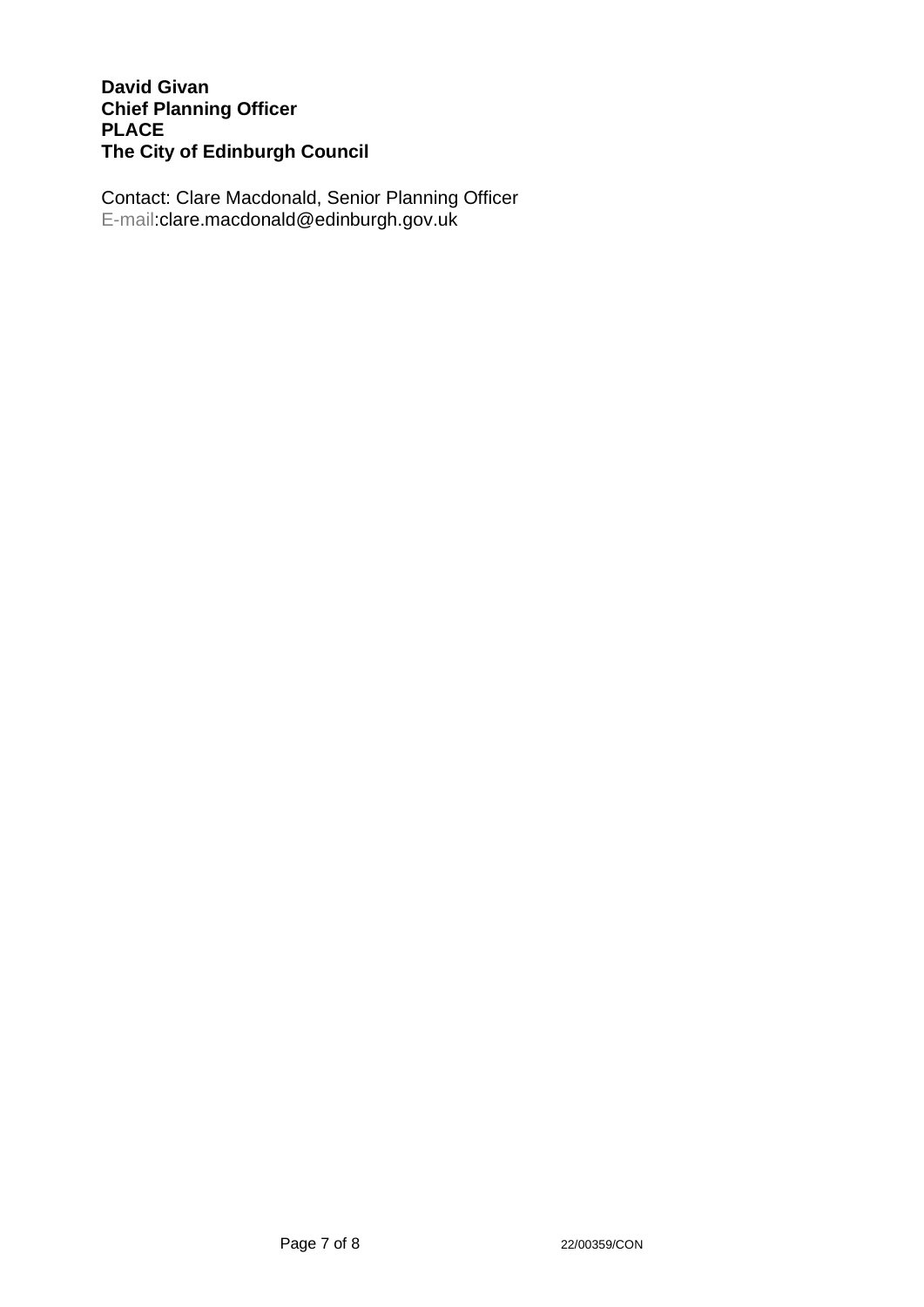**David Givan**
**Chief Planning Officer**
**PLACE**
**The City of Edinburgh Council**

Contact: Clare Macdonald, Senior Planning Officer
E-mail:clare.macdonald@edinburgh.gov.uk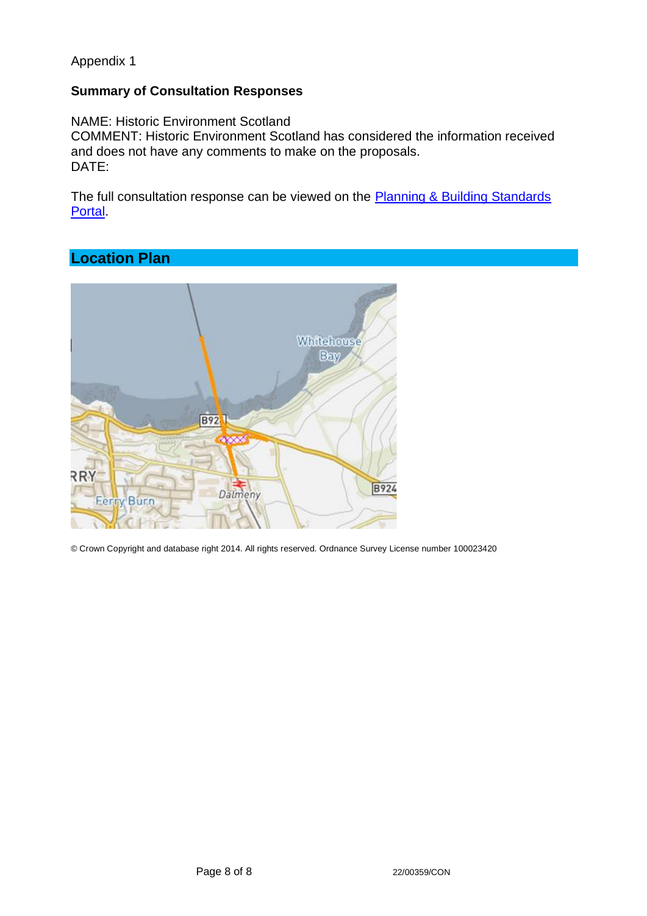Appendix 1

**Summary of Consultation Responses**

NAME: Historic Environment Scotland
COMMENT: Historic Environment Scotland has considered the information received and does not have any comments to make on the proposals.
DATE:

The full consultation response can be viewed on the Planning & Building Standards Portal.

## Location Plan

Whitehouse Bay
B924
B924
RRY
Ferry Burn
Dalmeny

© Crown Copyright and database right 2014. All rights reserved. Ordnance Survey License number 100023420